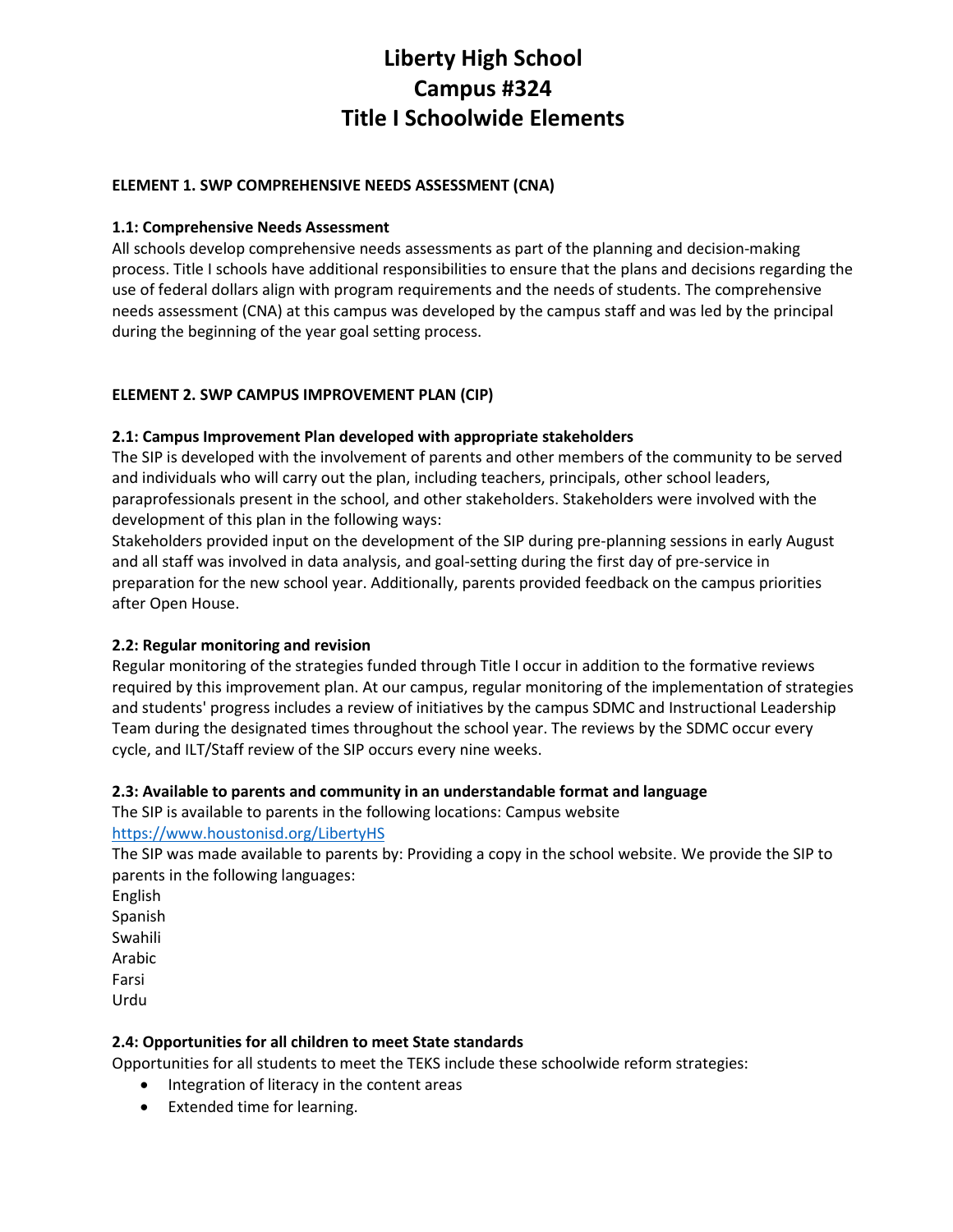# Liberty High School
# Campus #324
# Title I Schoolwide Elements

**ELEMENT 1. SWP COMPREHENSIVE NEEDS ASSESSMENT (CNA)**

**1.1: Comprehensive Needs Assessment**

All schools develop comprehensive needs assessments as part of the planning and decision-making process. Title I schools have additional responsibilities to ensure that the plans and decisions regarding the use of federal dollars align with program requirements and the needs of students. The comprehensive needs assessment (CNA) at this campus was developed by the campus staff and was led by the principal during the beginning of the year goal setting process.

**ELEMENT 2. SWP CAMPUS IMPROVEMENT PLAN (CIP)**

**2.1: Campus Improvement Plan developed with appropriate stakeholders**

The SIP is developed with the involvement of parents and other members of the community to be served and individuals who will carry out the plan, including teachers, principals, other school leaders, paraprofessionals present in the school, and other stakeholders. Stakeholders were involved with the development of this plan in the following ways:

Stakeholders provided input on the development of the SIP during pre-planning sessions in early August and all staff was involved in data analysis, and goal-setting during the first day of pre-service in preparation for the new school year. Additionally, parents provided feedback on the campus priorities after Open House.

**2.2: Regular monitoring and revision**

Regular monitoring of the strategies funded through Title I occur in addition to the formative reviews required by this improvement plan. At our campus, regular monitoring of the implementation of strategies and students' progress includes a review of initiatives by the campus SDMC and Instructional Leadership Team during the designated times throughout the school year. The reviews by the SDMC occur every cycle, and ILT/Staff review of the SIP occurs every nine weeks.

**2.3: Available to parents and community in an understandable format and language**

The SIP is available to parents in the following locations: Campus website
https://www.houstonisd.org/LibertyHS

The SIP was made available to parents by: Providing a copy in the school website. We provide the SIP to parents in the following languages:

English
Spanish
Swahili
Arabic
Farsi
Urdu

**2.4: Opportunities for all children to meet State standards**

Opportunities for all students to meet the TEKS include these schoolwide reform strategies:

- Integration of literacy in the content areas
- Extended time for learning.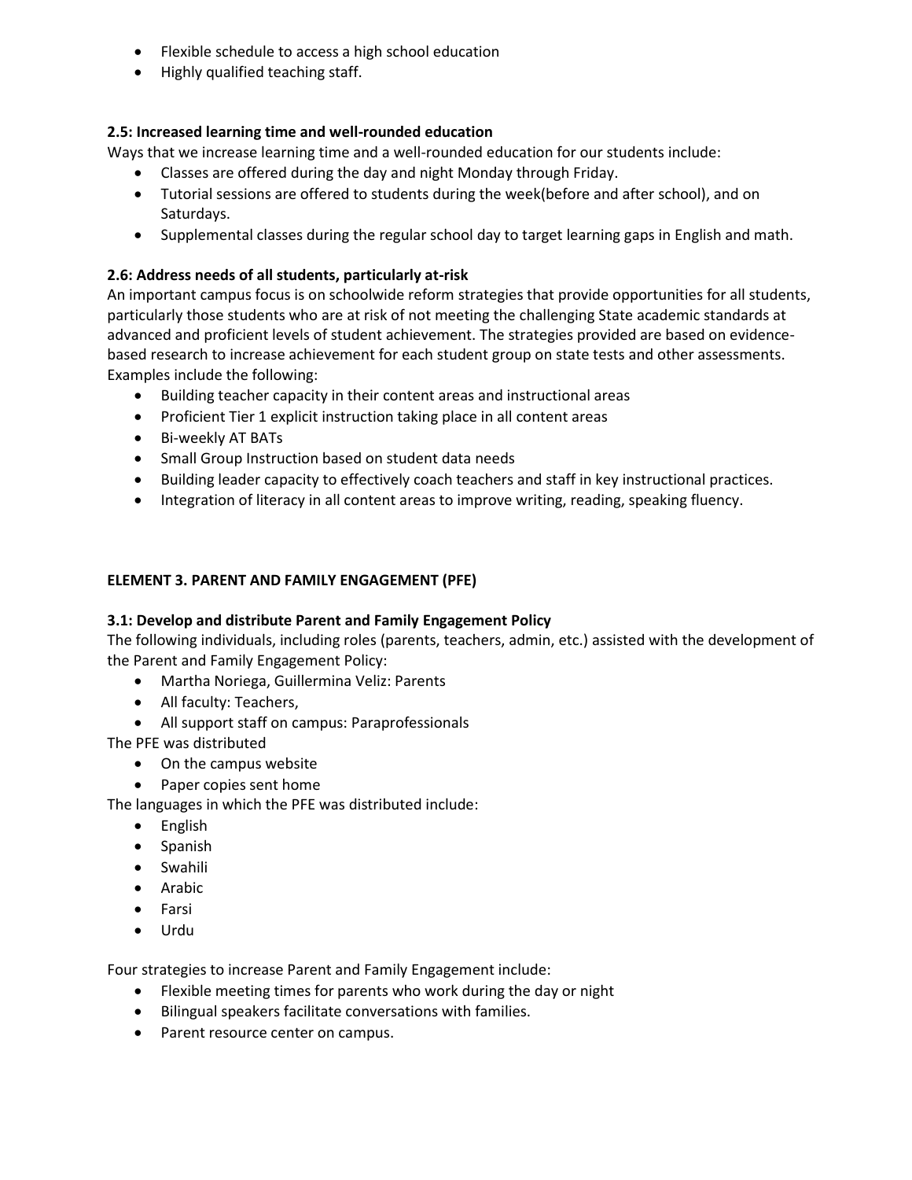- Flexible schedule to access a high school education
- Highly qualified teaching staff.

**2.5: Increased learning time and well-rounded education**

Ways that we increase learning time and a well-rounded education for our students include:

- Classes are offered during the day and night Monday through Friday.
- Tutorial sessions are offered to students during the week(before and after school), and on Saturdays.
- Supplemental classes during the regular school day to target learning gaps in English and math.

**2.6: Address needs of all students, particularly at-risk**

An important campus focus is on schoolwide reform strategies that provide opportunities for all students, particularly those students who are at risk of not meeting the challenging State academic standards at advanced and proficient levels of student achievement. The strategies provided are based on evidence-based research to increase achievement for each student group on state tests and other assessments. Examples include the following:

- Building teacher capacity in their content areas and instructional areas
- Proficient Tier 1 explicit instruction taking place in all content areas
- Bi-weekly AT BATs
- Small Group Instruction based on student data needs
- Building leader capacity to effectively coach teachers and staff in key instructional practices.
- Integration of literacy in all content areas to improve writing, reading, speaking fluency.

**ELEMENT 3. PARENT AND FAMILY ENGAGEMENT (PFE)**

**3.1: Develop and distribute Parent and Family Engagement Policy**

The following individuals, including roles (parents, teachers, admin, etc.) assisted with the development of the Parent and Family Engagement Policy:

- Martha Noriega, Guillermina Veliz: Parents
- All faculty: Teachers,
- All support staff on campus: Paraprofessionals

The PFE was distributed

- On the campus website
- Paper copies sent home

The languages in which the PFE was distributed include:

- English
- Spanish
- Swahili
- Arabic
- Farsi
- Urdu

Four strategies to increase Parent and Family Engagement include:

- Flexible meeting times for parents who work during the day or night
- Bilingual speakers facilitate conversations with families.
- Parent resource center on campus.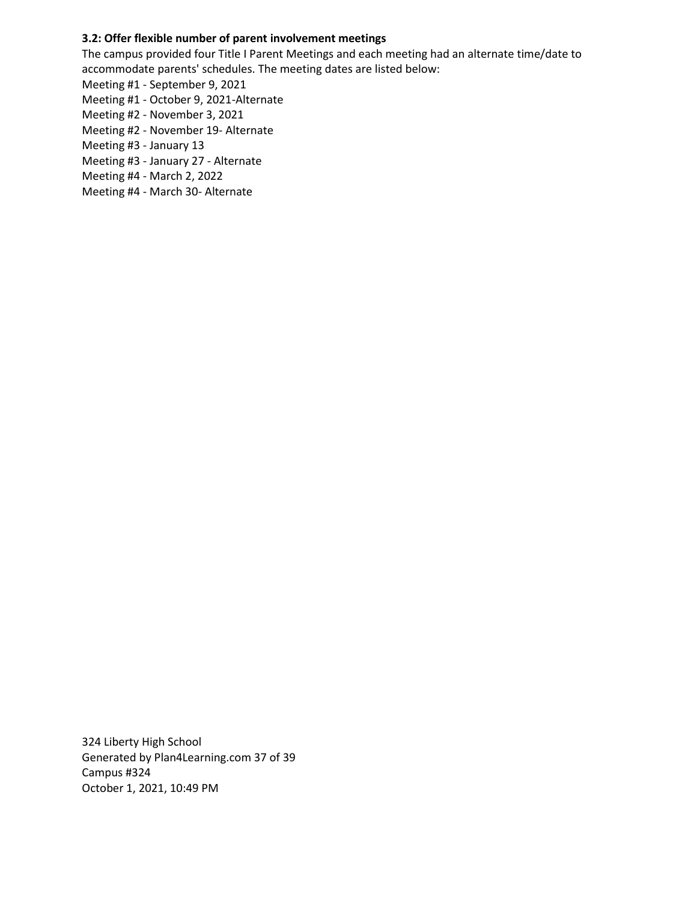**3.2: Offer flexible number of parent involvement meetings**

The campus provided four Title I Parent Meetings and each meeting had an alternate time/date to accommodate parents' schedules. The meeting dates are listed below:

Meeting #1 - September 9, 2021
Meeting #1 - October 9, 2021-Alternate
Meeting #2 - November 3, 2021
Meeting #2 - November 19- Alternate
Meeting #3 - January 13
Meeting #3 - January 27 - Alternate
Meeting #4 - March 2, 2022
Meeting #4 - March 30- Alternate